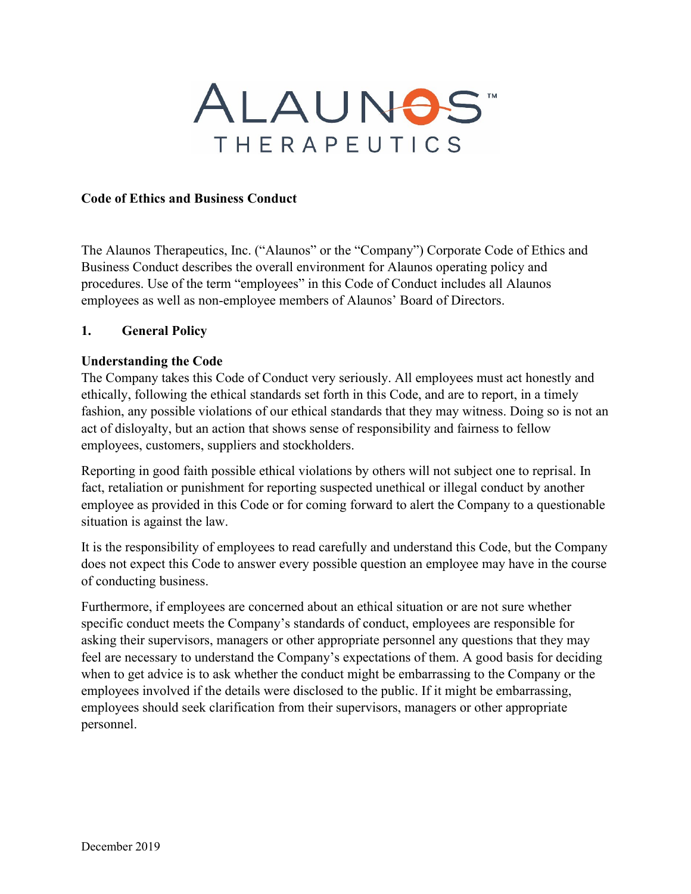**Code of Ethics and Business Conduct**

The Alaunos Therapeutics, Inc. ("Alaunos" or the "Company") Corporate Code of Ethics and Business Conduct describes the overall environment for Alaunos operating policy and procedures. Use of the term "employees" in this Code of Conduct includes all Alaunos employees as well as non-employee members of Alaunos' Board of Directors.

## 1. General Policy

### Understanding the Code

The Company takes this Code of Conduct very seriously. All employees must act honestly and ethically, following the ethical standards set forth in this Code, and are to report, in a timely fashion, any possible violations of our ethical standards that they may witness. Doing so is not an act of disloyalty, but an action that shows sense of responsibility and fairness to fellow employees, customers, suppliers and stockholders.

Reporting in good faith possible ethical violations by others will not subject one to reprisal. In fact, retaliation or punishment for reporting suspected unethical or illegal conduct by another employee as provided in this Code or for coming forward to alert the Company to a questionable situation is against the law.

It is the responsibility of employees to read carefully and understand this Code, but the Company does not expect this Code to answer every possible question an employee may have in the course of conducting business.

Furthermore, if employees are concerned about an ethical situation or are not sure whether specific conduct meets the Company's standards of conduct, employees are responsible for asking their supervisors, managers or other appropriate personnel any questions that they may feel are necessary to understand the Company's expectations of them. A good basis for deciding when to get advice is to ask whether the conduct might be embarrassing to the Company or the employees involved if the details were disclosed to the public. If it might be embarrassing, employees should seek clarification from their supervisors, managers or other appropriate personnel.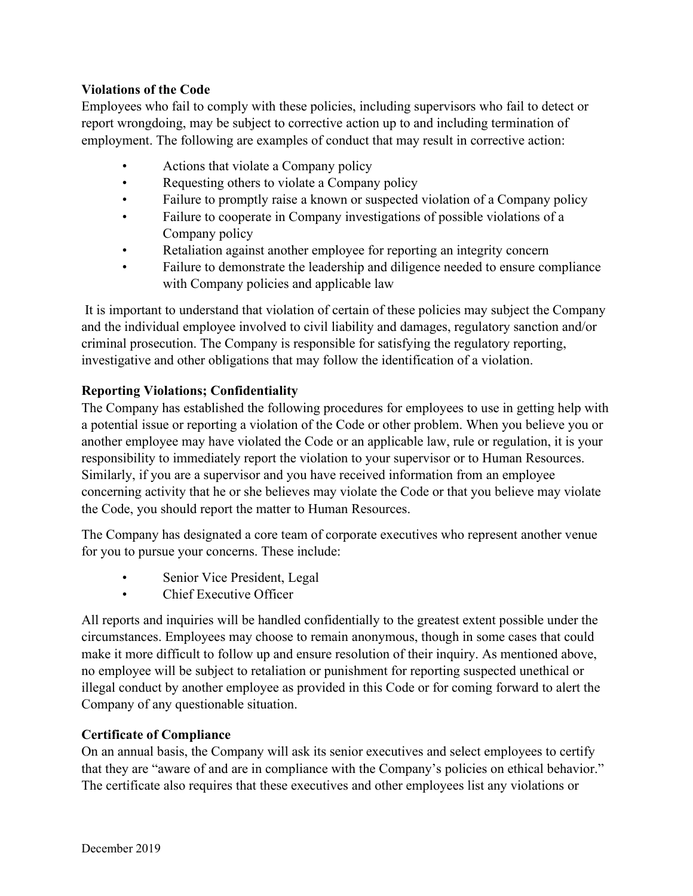**Violations of the Code**

Employees who fail to comply with these policies, including supervisors who fail to detect or report wrongdoing, may be subject to corrective action up to and including termination of employment. The following are examples of conduct that may result in corrective action:

- Actions that violate a Company policy
- Requesting others to violate a Company policy
- Failure to promptly raise a known or suspected violation of a Company policy
- Failure to cooperate in Company investigations of possible violations of a Company policy
- Retaliation against another employee for reporting an integrity concern
- Failure to demonstrate the leadership and diligence needed to ensure compliance with Company policies and applicable law

It is important to understand that violation of certain of these policies may subject the Company and the individual employee involved to civil liability and damages, regulatory sanction and/or criminal prosecution. The Company is responsible for satisfying the regulatory reporting, investigative and other obligations that may follow the identification of a violation.

**Reporting Violations; Confidentiality**

The Company has established the following procedures for employees to use in getting help with a potential issue or reporting a violation of the Code or other problem. When you believe you or another employee may have violated the Code or an applicable law, rule or regulation, it is your responsibility to immediately report the violation to your supervisor or to Human Resources. Similarly, if you are a supervisor and you have received information from an employee concerning activity that he or she believes may violate the Code or that you believe may violate the Code, you should report the matter to Human Resources.

The Company has designated a core team of corporate executives who represent another venue for you to pursue your concerns. These include:

- Senior Vice President, Legal
- Chief Executive Officer

All reports and inquiries will be handled confidentially to the greatest extent possible under the circumstances. Employees may choose to remain anonymous, though in some cases that could make it more difficult to follow up and ensure resolution of their inquiry. As mentioned above, no employee will be subject to retaliation or punishment for reporting suspected unethical or illegal conduct by another employee as provided in this Code or for coming forward to alert the Company of any questionable situation.

**Certificate of Compliance**

On an annual basis, the Company will ask its senior executives and select employees to certify that they are "aware of and are in compliance with the Company's policies on ethical behavior." The certificate also requires that these executives and other employees list any violations or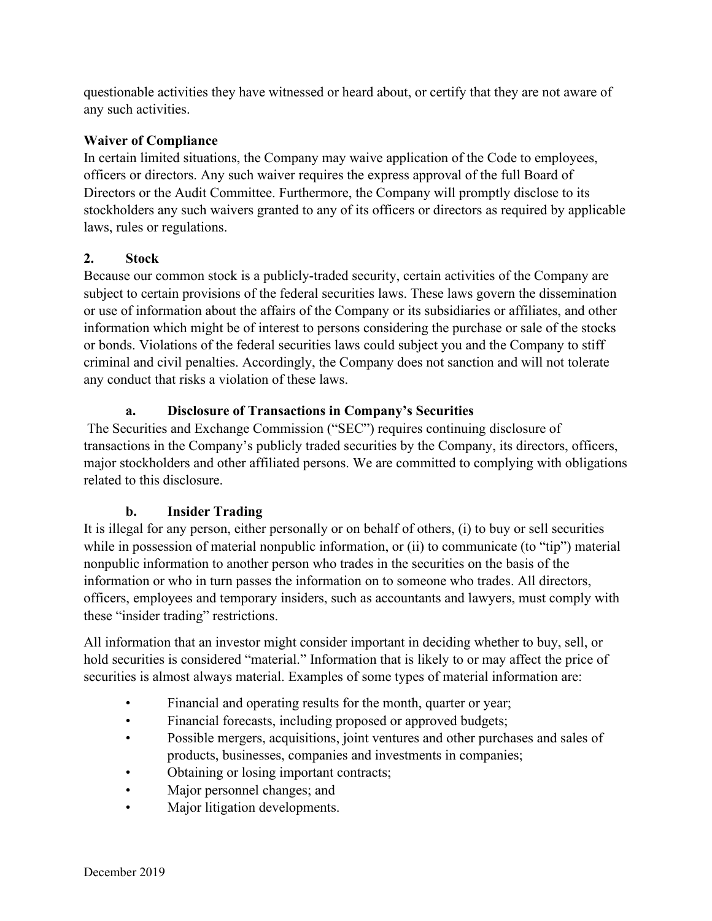questionable activities they have witnessed or heard about, or certify that they are not aware of any such activities.

**Waiver of Compliance**

In certain limited situations, the Company may waive application of the Code to employees, officers or directors. Any such waiver requires the express approval of the full Board of Directors or the Audit Committee. Furthermore, the Company will promptly disclose to its stockholders any such waivers granted to any of its officers or directors as required by applicable laws, rules or regulations.

## 2. Stock

Because our common stock is a publicly-traded security, certain activities of the Company are subject to certain provisions of the federal securities laws. These laws govern the dissemination or use of information about the affairs of the Company or its subsidiaries or affiliates, and other information which might be of interest to persons considering the purchase or sale of the stocks or bonds. Violations of the federal securities laws could subject you and the Company to stiff criminal and civil penalties. Accordingly, the Company does not sanction and will not tolerate any conduct that risks a violation of these laws.

### a. Disclosure of Transactions in Company's Securities

The Securities and Exchange Commission ("SEC") requires continuing disclosure of transactions in the Company's publicly traded securities by the Company, its directors, officers, major stockholders and other affiliated persons. We are committed to complying with obligations related to this disclosure.

### b. Insider Trading

It is illegal for any person, either personally or on behalf of others, (i) to buy or sell securities while in possession of material nonpublic information, or (ii) to communicate (to "tip") material nonpublic information to another person who trades in the securities on the basis of the information or who in turn passes the information on to someone who trades. All directors, officers, employees and temporary insiders, such as accountants and lawyers, must comply with these "insider trading" restrictions.

All information that an investor might consider important in deciding whether to buy, sell, or hold securities is considered "material." Information that is likely to or may affect the price of securities is almost always material. Examples of some types of material information are:

- Financial and operating results for the month, quarter or year;
- Financial forecasts, including proposed or approved budgets;
- Possible mergers, acquisitions, joint ventures and other purchases and sales of products, businesses, companies and investments in companies;
- Obtaining or losing important contracts;
- Major personnel changes; and
- Major litigation developments.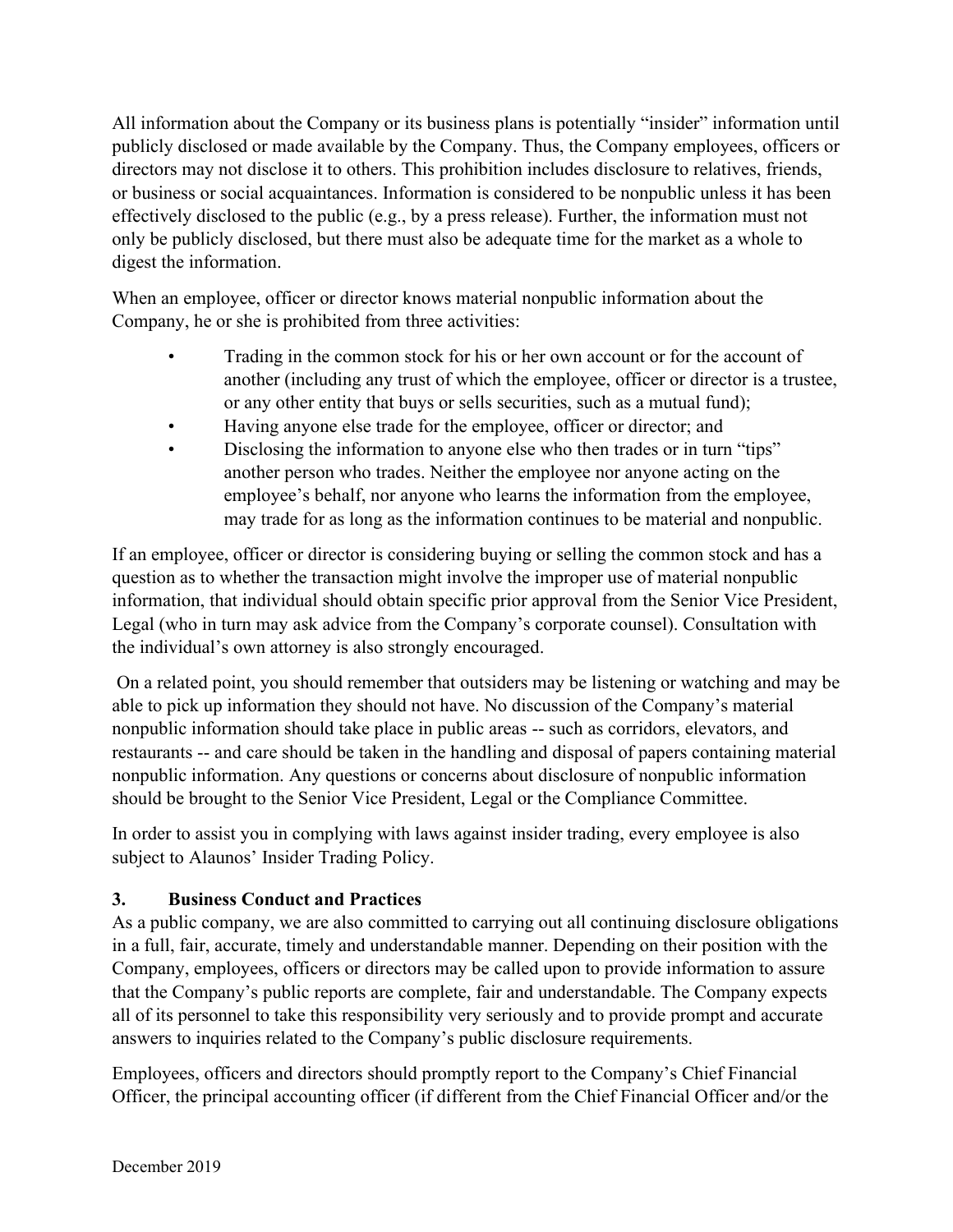All information about the Company or its business plans is potentially "insider" information until publicly disclosed or made available by the Company. Thus, the Company employees, officers or directors may not disclose it to others. This prohibition includes disclosure to relatives, friends, or business or social acquaintances. Information is considered to be nonpublic unless it has been effectively disclosed to the public (e.g., by a press release). Further, the information must not only be publicly disclosed, but there must also be adequate time for the market as a whole to digest the information.

When an employee, officer or director knows material nonpublic information about the Company, he or she is prohibited from three activities:

- Trading in the common stock for his or her own account or for the account of another (including any trust of which the employee, officer or director is a trustee, or any other entity that buys or sells securities, such as a mutual fund);
- Having anyone else trade for the employee, officer or director; and
- Disclosing the information to anyone else who then trades or in turn "tips" another person who trades. Neither the employee nor anyone acting on the employee's behalf, nor anyone who learns the information from the employee, may trade for as long as the information continues to be material and nonpublic.

If an employee, officer or director is considering buying or selling the common stock and has a question as to whether the transaction might involve the improper use of material nonpublic information, that individual should obtain specific prior approval from the Senior Vice President, Legal (who in turn may ask advice from the Company's corporate counsel). Consultation with the individual's own attorney is also strongly encouraged.

On a related point, you should remember that outsiders may be listening or watching and may be able to pick up information they should not have. No discussion of the Company's material nonpublic information should take place in public areas -- such as corridors, elevators, and restaurants -- and care should be taken in the handling and disposal of papers containing material nonpublic information. Any questions or concerns about disclosure of nonpublic information should be brought to the Senior Vice President, Legal or the Compliance Committee.

In order to assist you in complying with laws against insider trading, every employee is also subject to Alaunos' Insider Trading Policy.

## 3. Business Conduct and Practices

As a public company, we are also committed to carrying out all continuing disclosure obligations in a full, fair, accurate, timely and understandable manner. Depending on their position with the Company, employees, officers or directors may be called upon to provide information to assure that the Company's public reports are complete, fair and understandable. The Company expects all of its personnel to take this responsibility very seriously and to provide prompt and accurate answers to inquiries related to the Company's public disclosure requirements.

Employees, officers and directors should promptly report to the Company's Chief Financial Officer, the principal accounting officer (if different from the Chief Financial Officer and/or the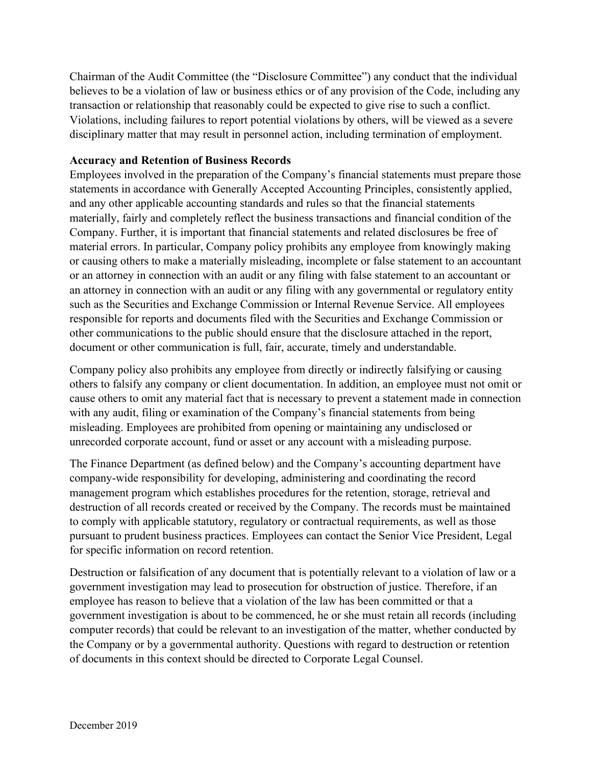Chairman of the Audit Committee (the "Disclosure Committee") any conduct that the individual believes to be a violation of law or business ethics or of any provision of the Code, including any transaction or relationship that reasonably could be expected to give rise to such a conflict. Violations, including failures to report potential violations by others, will be viewed as a severe disciplinary matter that may result in personnel action, including termination of employment.

**Accuracy and Retention of Business Records**

Employees involved in the preparation of the Company's financial statements must prepare those statements in accordance with Generally Accepted Accounting Principles, consistently applied, and any other applicable accounting standards and rules so that the financial statements materially, fairly and completely reflect the business transactions and financial condition of the Company. Further, it is important that financial statements and related disclosures be free of material errors. In particular, Company policy prohibits any employee from knowingly making or causing others to make a materially misleading, incomplete or false statement to an accountant or an attorney in connection with an audit or any filing with false statement to an accountant or an attorney in connection with an audit or any filing with any governmental or regulatory entity such as the Securities and Exchange Commission or Internal Revenue Service. All employees responsible for reports and documents filed with the Securities and Exchange Commission or other communications to the public should ensure that the disclosure attached in the report, document or other communication is full, fair, accurate, timely and understandable.

Company policy also prohibits any employee from directly or indirectly falsifying or causing others to falsify any company or client documentation. In addition, an employee must not omit or cause others to omit any material fact that is necessary to prevent a statement made in connection with any audit, filing or examination of the Company's financial statements from being misleading. Employees are prohibited from opening or maintaining any undisclosed or unrecorded corporate account, fund or asset or any account with a misleading purpose.

The Finance Department (as defined below) and the Company's accounting department have company-wide responsibility for developing, administering and coordinating the record management program which establishes procedures for the retention, storage, retrieval and destruction of all records created or received by the Company. The records must be maintained to comply with applicable statutory, regulatory or contractual requirements, as well as those pursuant to prudent business practices. Employees can contact the Senior Vice President, Legal for specific information on record retention.

Destruction or falsification of any document that is potentially relevant to a violation of law or a government investigation may lead to prosecution for obstruction of justice. Therefore, if an employee has reason to believe that a violation of the law has been committed or that a government investigation is about to be commenced, he or she must retain all records (including computer records) that could be relevant to an investigation of the matter, whether conducted by the Company or by a governmental authority. Questions with regard to destruction or retention of documents in this context should be directed to Corporate Legal Counsel.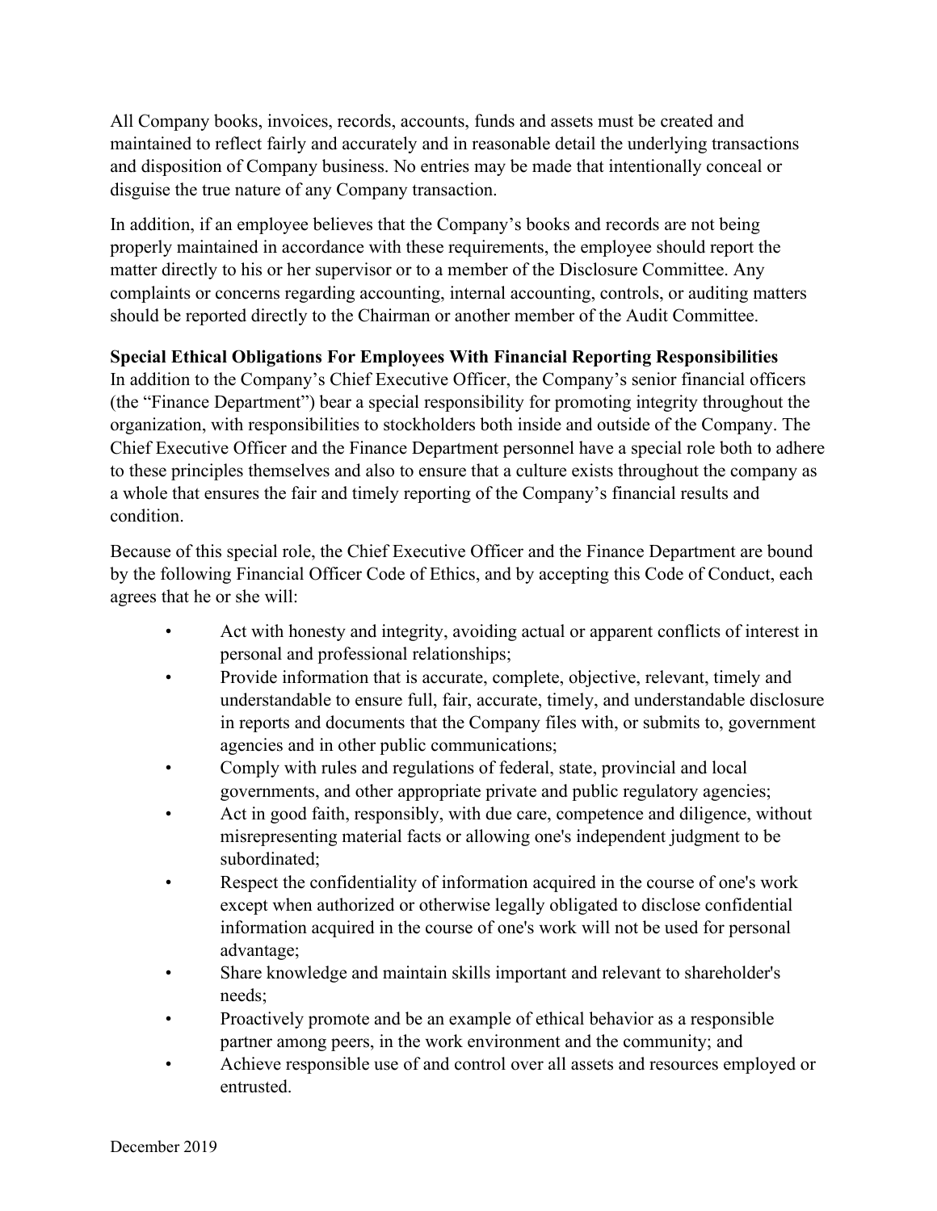All Company books, invoices, records, accounts, funds and assets must be created and maintained to reflect fairly and accurately and in reasonable detail the underlying transactions and disposition of Company business. No entries may be made that intentionally conceal or disguise the true nature of any Company transaction.

In addition, if an employee believes that the Company's books and records are not being properly maintained in accordance with these requirements, the employee should report the matter directly to his or her supervisor or to a member of the Disclosure Committee. Any complaints or concerns regarding accounting, internal accounting, controls, or auditing matters should be reported directly to the Chairman or another member of the Audit Committee.

**Special Ethical Obligations For Employees With Financial Reporting Responsibilities**

In addition to the Company's Chief Executive Officer, the Company's senior financial officers (the "Finance Department") bear a special responsibility for promoting integrity throughout the organization, with responsibilities to stockholders both inside and outside of the Company. The Chief Executive Officer and the Finance Department personnel have a special role both to adhere to these principles themselves and also to ensure that a culture exists throughout the company as a whole that ensures the fair and timely reporting of the Company's financial results and condition.

Because of this special role, the Chief Executive Officer and the Finance Department are bound by the following Financial Officer Code of Ethics, and by accepting this Code of Conduct, each agrees that he or she will:

- Act with honesty and integrity, avoiding actual or apparent conflicts of interest in personal and professional relationships;
- Provide information that is accurate, complete, objective, relevant, timely and understandable to ensure full, fair, accurate, timely, and understandable disclosure in reports and documents that the Company files with, or submits to, government agencies and in other public communications;
- Comply with rules and regulations of federal, state, provincial and local governments, and other appropriate private and public regulatory agencies;
- Act in good faith, responsibly, with due care, competence and diligence, without misrepresenting material facts or allowing one's independent judgment to be subordinated;
- Respect the confidentiality of information acquired in the course of one's work except when authorized or otherwise legally obligated to disclose confidential information acquired in the course of one's work will not be used for personal advantage;
- Share knowledge and maintain skills important and relevant to shareholder's needs;
- Proactively promote and be an example of ethical behavior as a responsible partner among peers, in the work environment and the community; and
- Achieve responsible use of and control over all assets and resources employed or entrusted.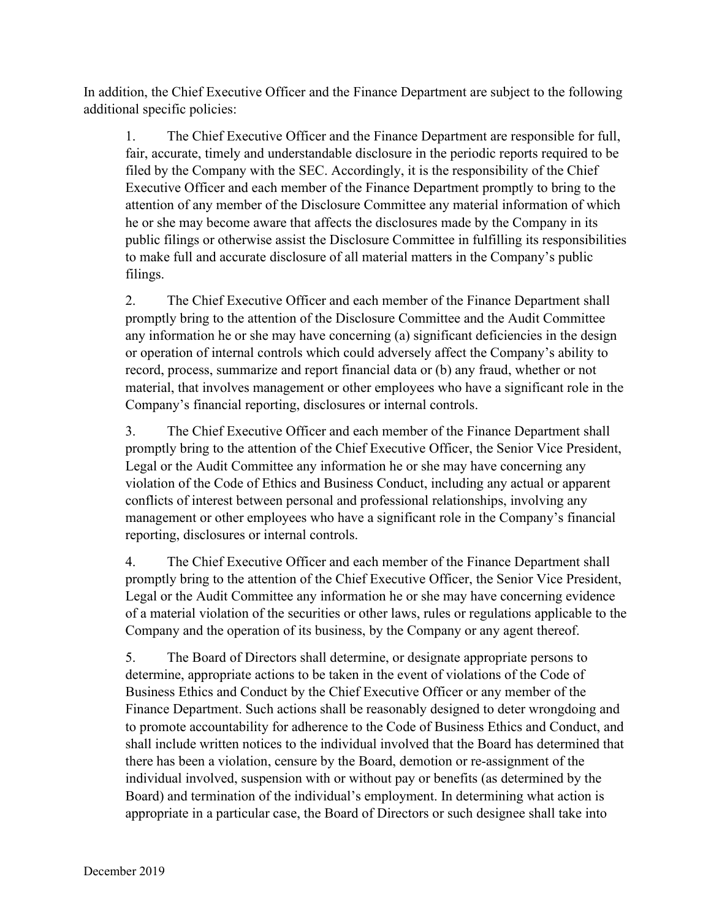In addition, the Chief Executive Officer and the Finance Department are subject to the following additional specific policies:

1. The Chief Executive Officer and the Finance Department are responsible for full, fair, accurate, timely and understandable disclosure in the periodic reports required to be filed by the Company with the SEC. Accordingly, it is the responsibility of the Chief Executive Officer and each member of the Finance Department promptly to bring to the attention of any member of the Disclosure Committee any material information of which he or she may become aware that affects the disclosures made by the Company in its public filings or otherwise assist the Disclosure Committee in fulfilling its responsibilities to make full and accurate disclosure of all material matters in the Company's public filings.

2. The Chief Executive Officer and each member of the Finance Department shall promptly bring to the attention of the Disclosure Committee and the Audit Committee any information he or she may have concerning (a) significant deficiencies in the design or operation of internal controls which could adversely affect the Company's ability to record, process, summarize and report financial data or (b) any fraud, whether or not material, that involves management or other employees who have a significant role in the Company's financial reporting, disclosures or internal controls.

3. The Chief Executive Officer and each member of the Finance Department shall promptly bring to the attention of the Chief Executive Officer, the Senior Vice President, Legal or the Audit Committee any information he or she may have concerning any violation of the Code of Ethics and Business Conduct, including any actual or apparent conflicts of interest between personal and professional relationships, involving any management or other employees who have a significant role in the Company's financial reporting, disclosures or internal controls.

4. The Chief Executive Officer and each member of the Finance Department shall promptly bring to the attention of the Chief Executive Officer, the Senior Vice President, Legal or the Audit Committee any information he or she may have concerning evidence of a material violation of the securities or other laws, rules or regulations applicable to the Company and the operation of its business, by the Company or any agent thereof.

5. The Board of Directors shall determine, or designate appropriate persons to determine, appropriate actions to be taken in the event of violations of the Code of Business Ethics and Conduct by the Chief Executive Officer or any member of the Finance Department. Such actions shall be reasonably designed to deter wrongdoing and to promote accountability for adherence to the Code of Business Ethics and Conduct, and shall include written notices to the individual involved that the Board has determined that there has been a violation, censure by the Board, demotion or re-assignment of the individual involved, suspension with or without pay or benefits (as determined by the Board) and termination of the individual's employment. In determining what action is appropriate in a particular case, the Board of Directors or such designee shall take into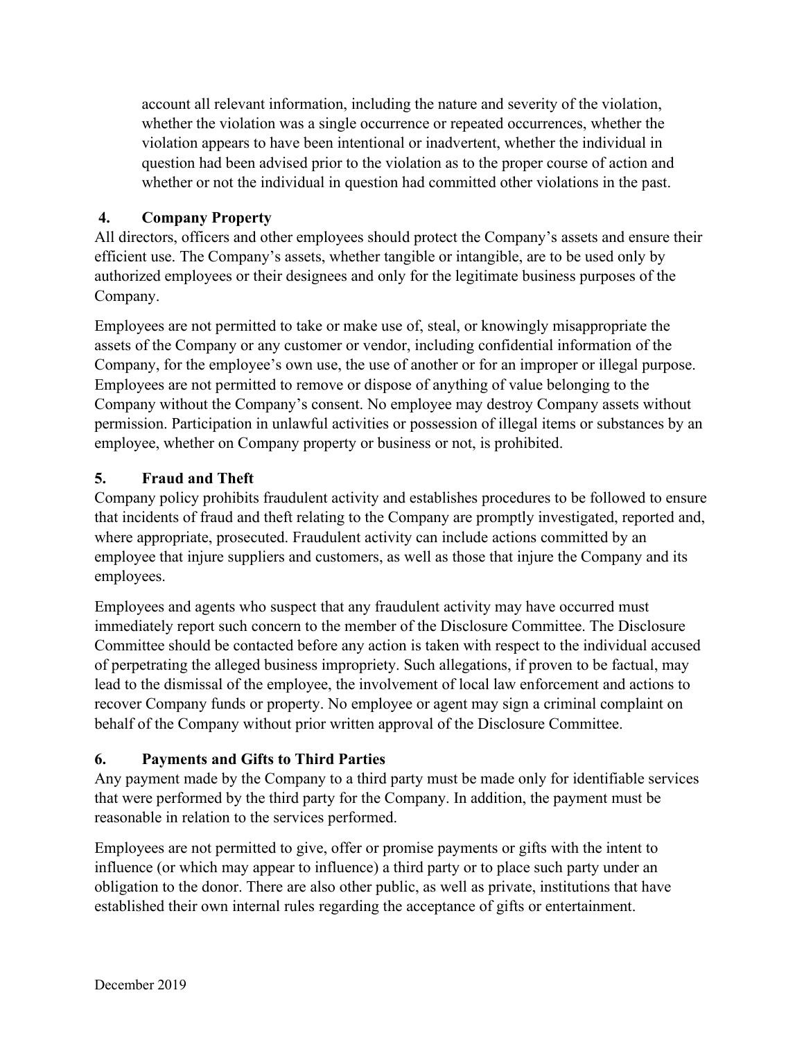account all relevant information, including the nature and severity of the violation, whether the violation was a single occurrence or repeated occurrences, whether the violation appears to have been intentional or inadvertent, whether the individual in question had been advised prior to the violation as to the proper course of action and whether or not the individual in question had committed other violations in the past.

## 4. Company Property

All directors, officers and other employees should protect the Company's assets and ensure their efficient use. The Company's assets, whether tangible or intangible, are to be used only by authorized employees or their designees and only for the legitimate business purposes of the Company.

Employees are not permitted to take or make use of, steal, or knowingly misappropriate the assets of the Company or any customer or vendor, including confidential information of the Company, for the employee's own use, the use of another or for an improper or illegal purpose. Employees are not permitted to remove or dispose of anything of value belonging to the Company without the Company's consent. No employee may destroy Company assets without permission. Participation in unlawful activities or possession of illegal items or substances by an employee, whether on Company property or business or not, is prohibited.

## 5. Fraud and Theft

Company policy prohibits fraudulent activity and establishes procedures to be followed to ensure that incidents of fraud and theft relating to the Company are promptly investigated, reported and, where appropriate, prosecuted. Fraudulent activity can include actions committed by an employee that injure suppliers and customers, as well as those that injure the Company and its employees.

Employees and agents who suspect that any fraudulent activity may have occurred must immediately report such concern to the member of the Disclosure Committee. The Disclosure Committee should be contacted before any action is taken with respect to the individual accused of perpetrating the alleged business impropriety. Such allegations, if proven to be factual, may lead to the dismissal of the employee, the involvement of local law enforcement and actions to recover Company funds or property. No employee or agent may sign a criminal complaint on behalf of the Company without prior written approval of the Disclosure Committee.

## 6. Payments and Gifts to Third Parties

Any payment made by the Company to a third party must be made only for identifiable services that were performed by the third party for the Company. In addition, the payment must be reasonable in relation to the services performed.

Employees are not permitted to give, offer or promise payments or gifts with the intent to influence (or which may appear to influence) a third party or to place such party under an obligation to the donor. There are also other public, as well as private, institutions that have established their own internal rules regarding the acceptance of gifts or entertainment.

December 2019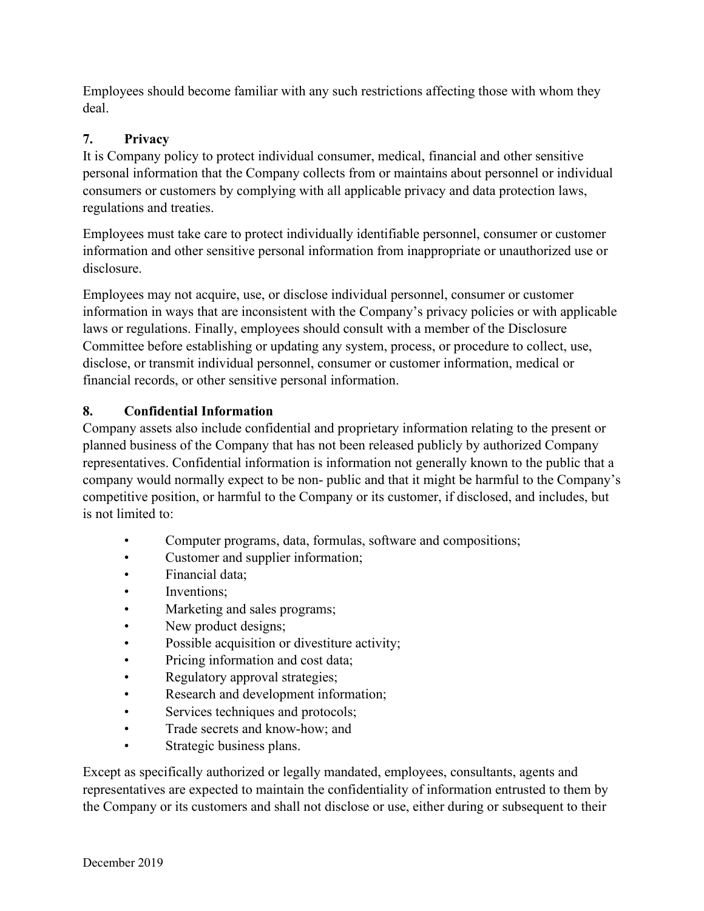Employees should become familiar with any such restrictions affecting those with whom they deal.

### 7. Privacy

It is Company policy to protect individual consumer, medical, financial and other sensitive personal information that the Company collects from or maintains about personnel or individual consumers or customers by complying with all applicable privacy and data protection laws, regulations and treaties.

Employees must take care to protect individually identifiable personnel, consumer or customer information and other sensitive personal information from inappropriate or unauthorized use or disclosure.

Employees may not acquire, use, or disclose individual personnel, consumer or customer information in ways that are inconsistent with the Company's privacy policies or with applicable laws or regulations. Finally, employees should consult with a member of the Disclosure Committee before establishing or updating any system, process, or procedure to collect, use, disclose, or transmit individual personnel, consumer or customer information, medical or financial records, or other sensitive personal information.

### 8. Confidential Information

Company assets also include confidential and proprietary information relating to the present or planned business of the Company that has not been released publicly by authorized Company representatives. Confidential information is information not generally known to the public that a company would normally expect to be non- public and that it might be harmful to the Company's competitive position, or harmful to the Company or its customer, if disclosed, and includes, but is not limited to:

- Computer programs, data, formulas, software and compositions;
- Customer and supplier information;
- Financial data;
- Inventions;
- Marketing and sales programs;
- New product designs;
- Possible acquisition or divestiture activity;
- Pricing information and cost data;
- Regulatory approval strategies;
- Research and development information;
- Services techniques and protocols;
- Trade secrets and know-how; and
- Strategic business plans.

Except as specifically authorized or legally mandated, employees, consultants, agents and representatives are expected to maintain the confidentiality of information entrusted to them by the Company or its customers and shall not disclose or use, either during or subsequent to their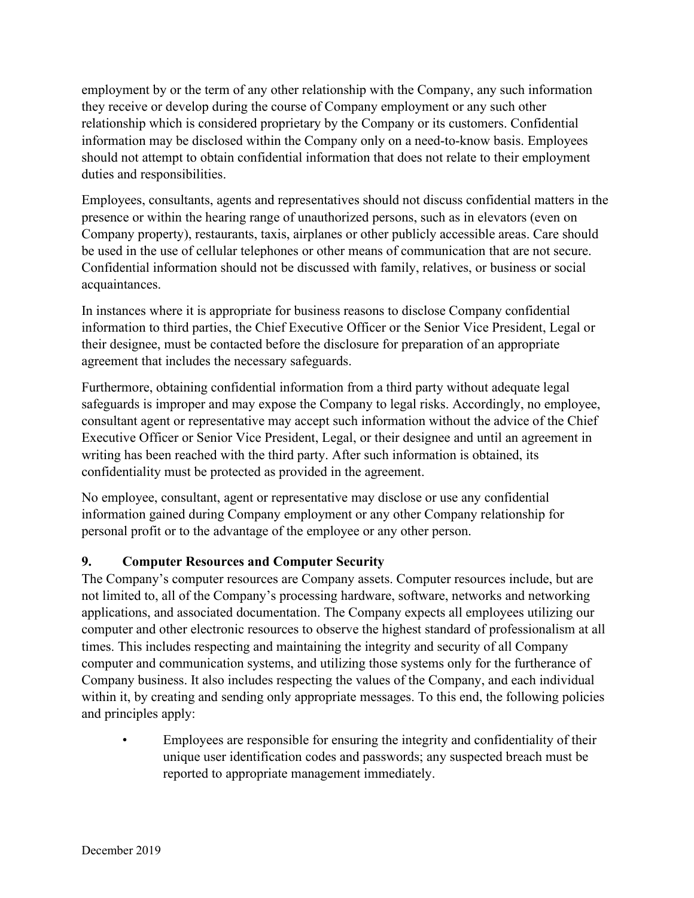employment by or the term of any other relationship with the Company, any such information they receive or develop during the course of Company employment or any such other relationship which is considered proprietary by the Company or its customers. Confidential information may be disclosed within the Company only on a need-to-know basis. Employees should not attempt to obtain confidential information that does not relate to their employment duties and responsibilities.

Employees, consultants, agents and representatives should not discuss confidential matters in the presence or within the hearing range of unauthorized persons, such as in elevators (even on Company property), restaurants, taxis, airplanes or other publicly accessible areas. Care should be used in the use of cellular telephones or other means of communication that are not secure. Confidential information should not be discussed with family, relatives, or business or social acquaintances.

In instances where it is appropriate for business reasons to disclose Company confidential information to third parties, the Chief Executive Officer or the Senior Vice President, Legal or their designee, must be contacted before the disclosure for preparation of an appropriate agreement that includes the necessary safeguards.

Furthermore, obtaining confidential information from a third party without adequate legal safeguards is improper and may expose the Company to legal risks. Accordingly, no employee, consultant agent or representative may accept such information without the advice of the Chief Executive Officer or Senior Vice President, Legal, or their designee and until an agreement in writing has been reached with the third party. After such information is obtained, its confidentiality must be protected as provided in the agreement.

No employee, consultant, agent or representative may disclose or use any confidential information gained during Company employment or any other Company relationship for personal profit or to the advantage of the employee or any other person.

## 9. Computer Resources and Computer Security

The Company's computer resources are Company assets. Computer resources include, but are not limited to, all of the Company's processing hardware, software, networks and networking applications, and associated documentation. The Company expects all employees utilizing our computer and other electronic resources to observe the highest standard of professionalism at all times. This includes respecting and maintaining the integrity and security of all Company computer and communication systems, and utilizing those systems only for the furtherance of Company business. It also includes respecting the values of the Company, and each individual within it, by creating and sending only appropriate messages. To this end, the following policies and principles apply:

- Employees are responsible for ensuring the integrity and confidentiality of their unique user identification codes and passwords; any suspected breach must be reported to appropriate management immediately.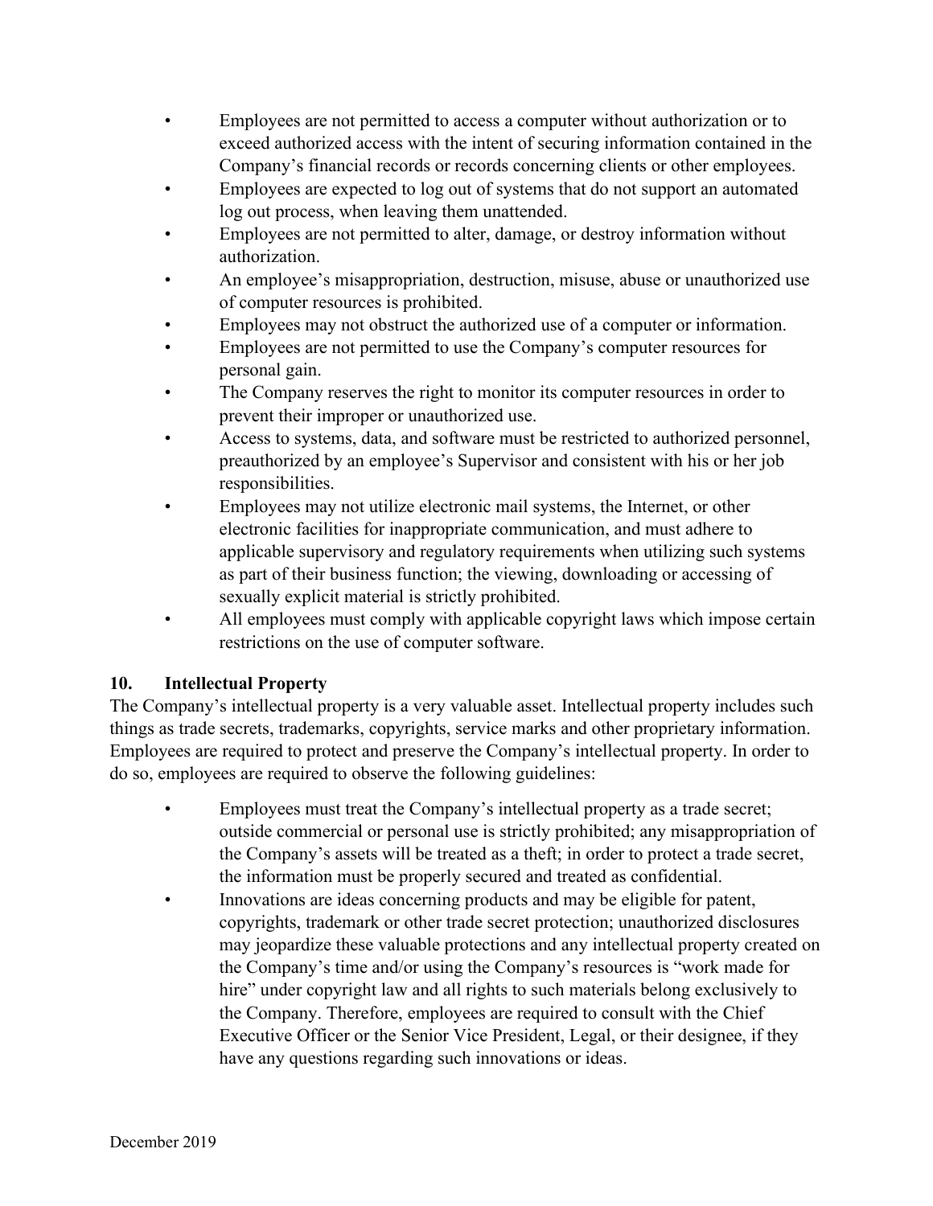- Employees are not permitted to access a computer without authorization or to exceed authorized access with the intent of securing information contained in the Company's financial records or records concerning clients or other employees.
- Employees are expected to log out of systems that do not support an automated log out process, when leaving them unattended.
- Employees are not permitted to alter, damage, or destroy information without authorization.
- An employee's misappropriation, destruction, misuse, abuse or unauthorized use of computer resources is prohibited.
- Employees may not obstruct the authorized use of a computer or information.
- Employees are not permitted to use the Company's computer resources for personal gain.
- The Company reserves the right to monitor its computer resources in order to prevent their improper or unauthorized use.
- Access to systems, data, and software must be restricted to authorized personnel, preauthorized by an employee's Supervisor and consistent with his or her job responsibilities.
- Employees may not utilize electronic mail systems, the Internet, or other electronic facilities for inappropriate communication, and must adhere to applicable supervisory and regulatory requirements when utilizing such systems as part of their business function; the viewing, downloading or accessing of sexually explicit material is strictly prohibited.
- All employees must comply with applicable copyright laws which impose certain restrictions on the use of computer software.

## 10. Intellectual Property

The Company's intellectual property is a very valuable asset. Intellectual property includes such things as trade secrets, trademarks, copyrights, service marks and other proprietary information. Employees are required to protect and preserve the Company's intellectual property. In order to do so, employees are required to observe the following guidelines:

- Employees must treat the Company's intellectual property as a trade secret; outside commercial or personal use is strictly prohibited; any misappropriation of the Company's assets will be treated as a theft; in order to protect a trade secret, the information must be properly secured and treated as confidential.
- Innovations are ideas concerning products and may be eligible for patent, copyrights, trademark or other trade secret protection; unauthorized disclosures may jeopardize these valuable protections and any intellectual property created on the Company's time and/or using the Company's resources is "work made for hire" under copyright law and all rights to such materials belong exclusively to the Company. Therefore, employees are required to consult with the Chief Executive Officer or the Senior Vice President, Legal, or their designee, if they have any questions regarding such innovations or ideas.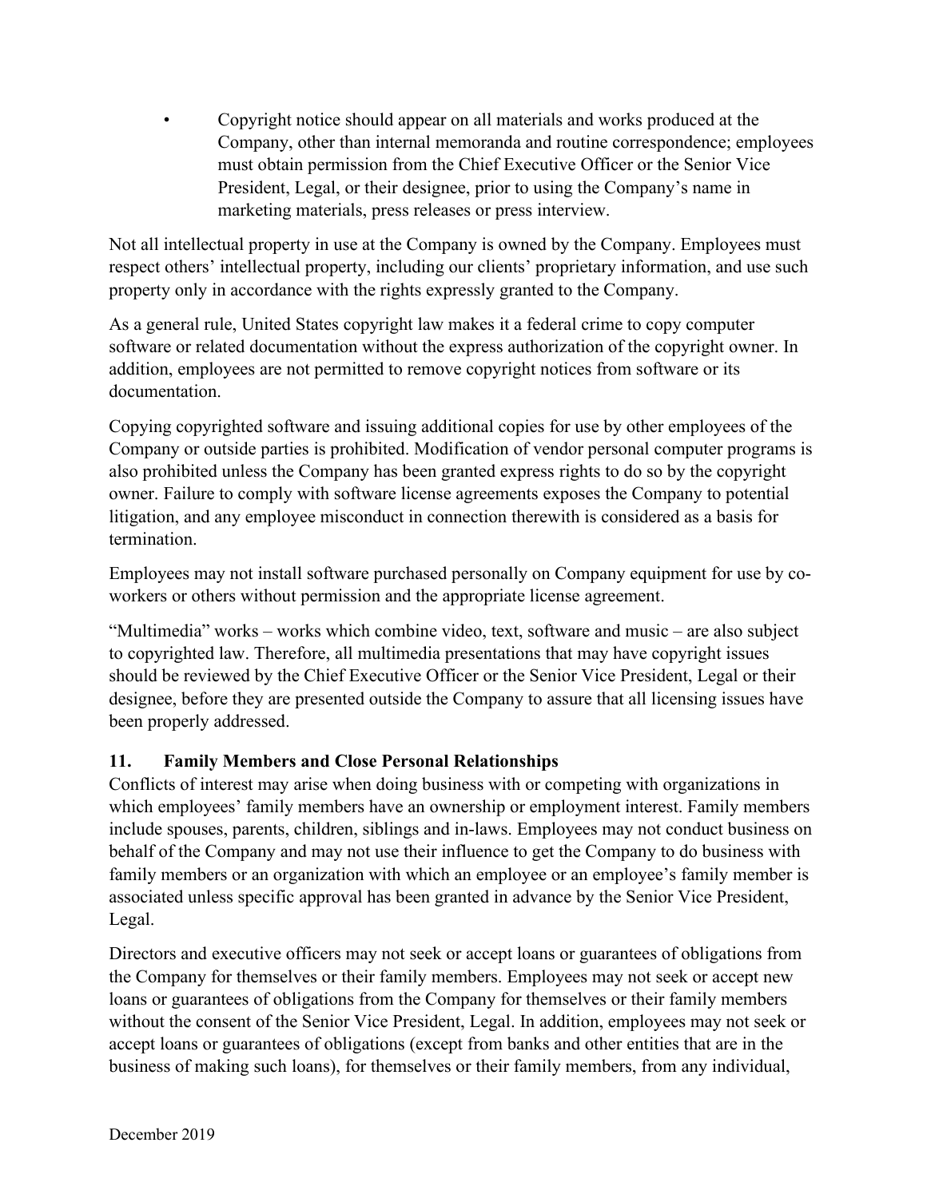- Copyright notice should appear on all materials and works produced at the Company, other than internal memoranda and routine correspondence; employees must obtain permission from the Chief Executive Officer or the Senior Vice President, Legal, or their designee, prior to using the Company's name in marketing materials, press releases or press interview.

Not all intellectual property in use at the Company is owned by the Company. Employees must respect others' intellectual property, including our clients' proprietary information, and use such property only in accordance with the rights expressly granted to the Company.

As a general rule, United States copyright law makes it a federal crime to copy computer software or related documentation without the express authorization of the copyright owner. In addition, employees are not permitted to remove copyright notices from software or its documentation.

Copying copyrighted software and issuing additional copies for use by other employees of the Company or outside parties is prohibited. Modification of vendor personal computer programs is also prohibited unless the Company has been granted express rights to do so by the copyright owner. Failure to comply with software license agreements exposes the Company to potential litigation, and any employee misconduct in connection therewith is considered as a basis for termination.

Employees may not install software purchased personally on Company equipment for use by co-workers or others without permission and the appropriate license agreement.

"Multimedia" works – works which combine video, text, software and music – are also subject to copyrighted law. Therefore, all multimedia presentations that may have copyright issues should be reviewed by the Chief Executive Officer or the Senior Vice President, Legal or their designee, before they are presented outside the Company to assure that all licensing issues have been properly addressed.

## 11. Family Members and Close Personal Relationships

Conflicts of interest may arise when doing business with or competing with organizations in which employees' family members have an ownership or employment interest. Family members include spouses, parents, children, siblings and in-laws. Employees may not conduct business on behalf of the Company and may not use their influence to get the Company to do business with family members or an organization with which an employee or an employee's family member is associated unless specific approval has been granted in advance by the Senior Vice President, Legal.

Directors and executive officers may not seek or accept loans or guarantees of obligations from the Company for themselves or their family members. Employees may not seek or accept new loans or guarantees of obligations from the Company for themselves or their family members without the consent of the Senior Vice President, Legal. In addition, employees may not seek or accept loans or guarantees of obligations (except from banks and other entities that are in the business of making such loans), for themselves or their family members, from any individual,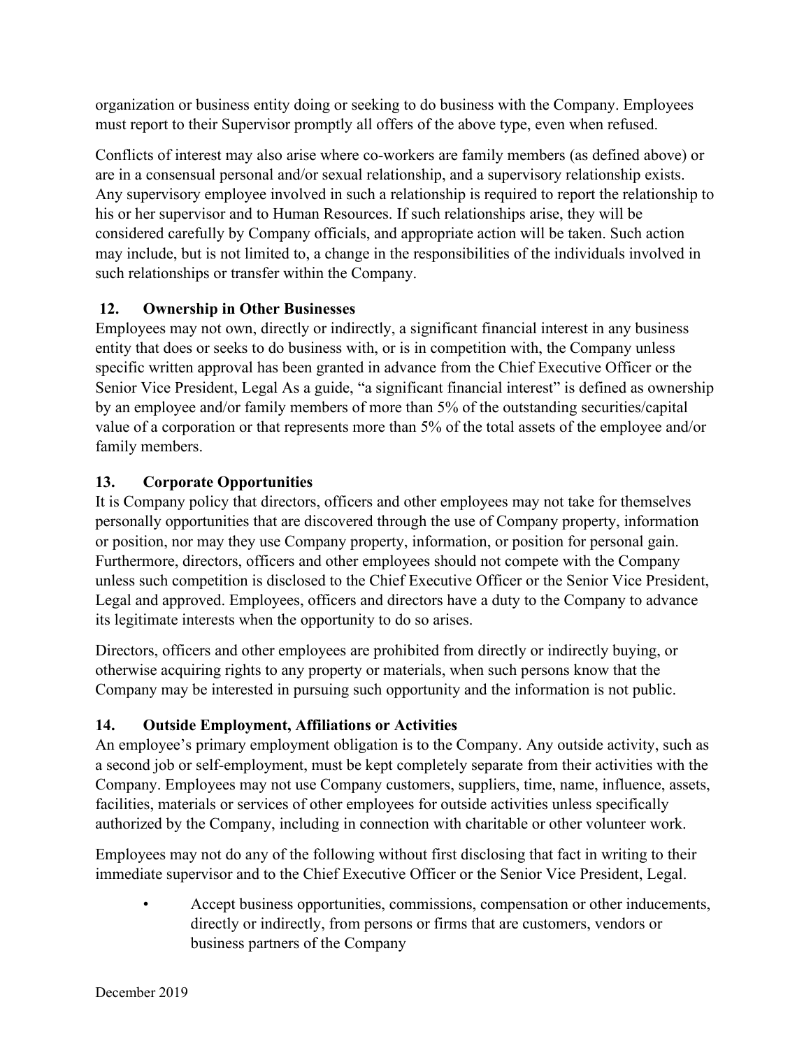organization or business entity doing or seeking to do business with the Company. Employees must report to their Supervisor promptly all offers of the above type, even when refused.

Conflicts of interest may also arise where co-workers are family members (as defined above) or are in a consensual personal and/or sexual relationship, and a supervisory relationship exists. Any supervisory employee involved in such a relationship is required to report the relationship to his or her supervisor and to Human Resources. If such relationships arise, they will be considered carefully by Company officials, and appropriate action will be taken. Such action may include, but is not limited to, a change in the responsibilities of the individuals involved in such relationships or transfer within the Company.

### 12. Ownership in Other Businesses

Employees may not own, directly or indirectly, a significant financial interest in any business entity that does or seeks to do business with, or is in competition with, the Company unless specific written approval has been granted in advance from the Chief Executive Officer or the Senior Vice President, Legal As a guide, "a significant financial interest" is defined as ownership by an employee and/or family members of more than 5% of the outstanding securities/capital value of a corporation or that represents more than 5% of the total assets of the employee and/or family members.

### 13. Corporate Opportunities

It is Company policy that directors, officers and other employees may not take for themselves personally opportunities that are discovered through the use of Company property, information or position, nor may they use Company property, information, or position for personal gain. Furthermore, directors, officers and other employees should not compete with the Company unless such competition is disclosed to the Chief Executive Officer or the Senior Vice President, Legal and approved. Employees, officers and directors have a duty to the Company to advance its legitimate interests when the opportunity to do so arises.

Directors, officers and other employees are prohibited from directly or indirectly buying, or otherwise acquiring rights to any property or materials, when such persons know that the Company may be interested in pursuing such opportunity and the information is not public.

### 14. Outside Employment, Affiliations or Activities

An employee's primary employment obligation is to the Company. Any outside activity, such as a second job or self-employment, must be kept completely separate from their activities with the Company. Employees may not use Company customers, suppliers, time, name, influence, assets, facilities, materials or services of other employees for outside activities unless specifically authorized by the Company, including in connection with charitable or other volunteer work.

Employees may not do any of the following without first disclosing that fact in writing to their immediate supervisor and to the Chief Executive Officer or the Senior Vice President, Legal.

- Accept business opportunities, commissions, compensation or other inducements, directly or indirectly, from persons or firms that are customers, vendors or business partners of the Company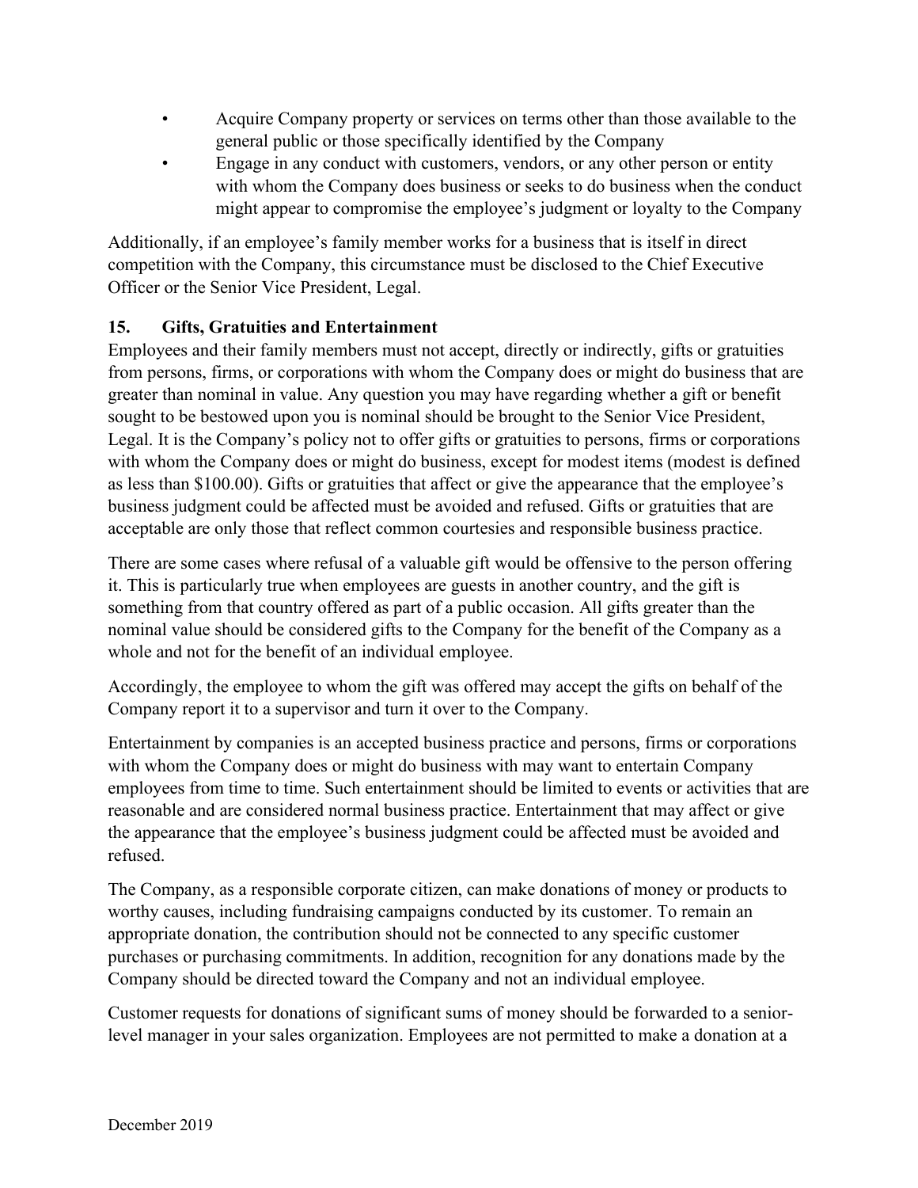- Acquire Company property or services on terms other than those available to the general public or those specifically identified by the Company
- Engage in any conduct with customers, vendors, or any other person or entity with whom the Company does business or seeks to do business when the conduct might appear to compromise the employee's judgment or loyalty to the Company

Additionally, if an employee's family member works for a business that is itself in direct competition with the Company, this circumstance must be disclosed to the Chief Executive Officer or the Senior Vice President, Legal.

## 15. Gifts, Gratuities and Entertainment

Employees and their family members must not accept, directly or indirectly, gifts or gratuities from persons, firms, or corporations with whom the Company does or might do business that are greater than nominal in value. Any question you may have regarding whether a gift or benefit sought to be bestowed upon you is nominal should be brought to the Senior Vice President, Legal. It is the Company's policy not to offer gifts or gratuities to persons, firms or corporations with whom the Company does or might do business, except for modest items (modest is defined as less than $100.00). Gifts or gratuities that affect or give the appearance that the employee's business judgment could be affected must be avoided and refused. Gifts or gratuities that are acceptable are only those that reflect common courtesies and responsible business practice.

There are some cases where refusal of a valuable gift would be offensive to the person offering it. This is particularly true when employees are guests in another country, and the gift is something from that country offered as part of a public occasion. All gifts greater than the nominal value should be considered gifts to the Company for the benefit of the Company as a whole and not for the benefit of an individual employee.

Accordingly, the employee to whom the gift was offered may accept the gifts on behalf of the Company report it to a supervisor and turn it over to the Company.

Entertainment by companies is an accepted business practice and persons, firms or corporations with whom the Company does or might do business with may want to entertain Company employees from time to time. Such entertainment should be limited to events or activities that are reasonable and are considered normal business practice. Entertainment that may affect or give the appearance that the employee's business judgment could be affected must be avoided and refused.

The Company, as a responsible corporate citizen, can make donations of money or products to worthy causes, including fundraising campaigns conducted by its customer. To remain an appropriate donation, the contribution should not be connected to any specific customer purchases or purchasing commitments. In addition, recognition for any donations made by the Company should be directed toward the Company and not an individual employee.

Customer requests for donations of significant sums of money should be forwarded to a senior-level manager in your sales organization. Employees are not permitted to make a donation at a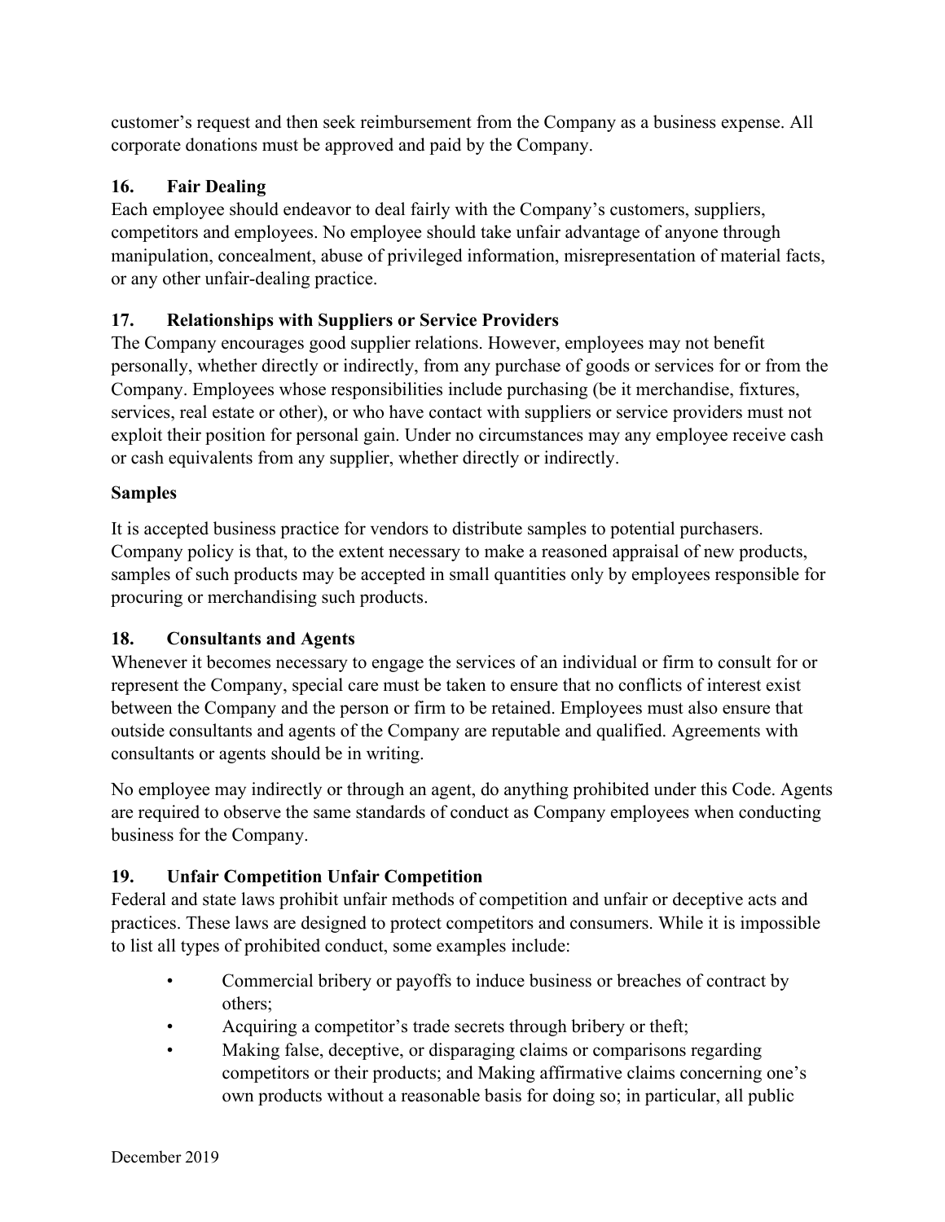customer's request and then seek reimbursement from the Company as a business expense. All corporate donations must be approved and paid by the Company.

### 16. Fair Dealing

Each employee should endeavor to deal fairly with the Company's customers, suppliers, competitors and employees. No employee should take unfair advantage of anyone through manipulation, concealment, abuse of privileged information, misrepresentation of material facts, or any other unfair-dealing practice.

### 17. Relationships with Suppliers or Service Providers

The Company encourages good supplier relations. However, employees may not benefit personally, whether directly or indirectly, from any purchase of goods or services for or from the Company. Employees whose responsibilities include purchasing (be it merchandise, fixtures, services, real estate or other), or who have contact with suppliers or service providers must not exploit their position for personal gain. Under no circumstances may any employee receive cash or cash equivalents from any supplier, whether directly or indirectly.

**Samples**

It is accepted business practice for vendors to distribute samples to potential purchasers. Company policy is that, to the extent necessary to make a reasoned appraisal of new products, samples of such products may be accepted in small quantities only by employees responsible for procuring or merchandising such products.

### 18. Consultants and Agents

Whenever it becomes necessary to engage the services of an individual or firm to consult for or represent the Company, special care must be taken to ensure that no conflicts of interest exist between the Company and the person or firm to be retained. Employees must also ensure that outside consultants and agents of the Company are reputable and qualified. Agreements with consultants or agents should be in writing.

No employee may indirectly or through an agent, do anything prohibited under this Code. Agents are required to observe the same standards of conduct as Company employees when conducting business for the Company.

### 19. Unfair Competition Unfair Competition

Federal and state laws prohibit unfair methods of competition and unfair or deceptive acts and practices. These laws are designed to protect competitors and consumers. While it is impossible to list all types of prohibited conduct, some examples include:

- Commercial bribery or payoffs to induce business or breaches of contract by others;
- Acquiring a competitor's trade secrets through bribery or theft;
- Making false, deceptive, or disparaging claims or comparisons regarding competitors or their products; and Making affirmative claims concerning one's own products without a reasonable basis for doing so; in particular, all public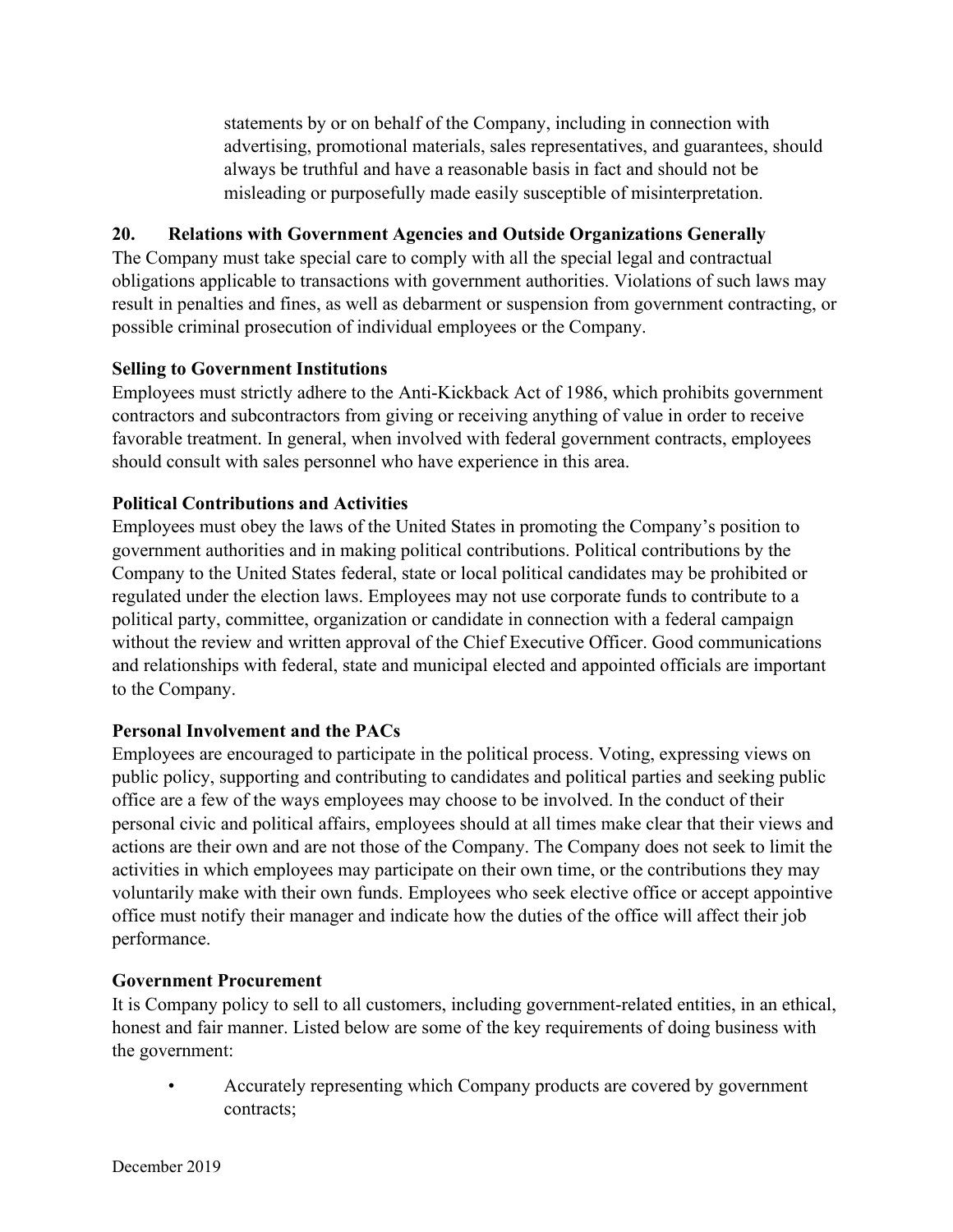statements by or on behalf of the Company, including in connection with advertising, promotional materials, sales representatives, and guarantees, should always be truthful and have a reasonable basis in fact and should not be misleading or purposefully made easily susceptible of misinterpretation.

## 20. Relations with Government Agencies and Outside Organizations Generally

The Company must take special care to comply with all the special legal and contractual obligations applicable to transactions with government authorities. Violations of such laws may result in penalties and fines, as well as debarment or suspension from government contracting, or possible criminal prosecution of individual employees or the Company.

### Selling to Government Institutions

Employees must strictly adhere to the Anti-Kickback Act of 1986, which prohibits government contractors and subcontractors from giving or receiving anything of value in order to receive favorable treatment. In general, when involved with federal government contracts, employees should consult with sales personnel who have experience in this area.

### Political Contributions and Activities

Employees must obey the laws of the United States in promoting the Company's position to government authorities and in making political contributions. Political contributions by the Company to the United States federal, state or local political candidates may be prohibited or regulated under the election laws. Employees may not use corporate funds to contribute to a political party, committee, organization or candidate in connection with a federal campaign without the review and written approval of the Chief Executive Officer. Good communications and relationships with federal, state and municipal elected and appointed officials are important to the Company.

### Personal Involvement and the PACs

Employees are encouraged to participate in the political process. Voting, expressing views on public policy, supporting and contributing to candidates and political parties and seeking public office are a few of the ways employees may choose to be involved. In the conduct of their personal civic and political affairs, employees should at all times make clear that their views and actions are their own and are not those of the Company. The Company does not seek to limit the activities in which employees may participate on their own time, or the contributions they may voluntarily make with their own funds. Employees who seek elective office or accept appointive office must notify their manager and indicate how the duties of the office will affect their job performance.

### Government Procurement

It is Company policy to sell to all customers, including government-related entities, in an ethical, honest and fair manner. Listed below are some of the key requirements of doing business with the government:

- Accurately representing which Company products are covered by government contracts;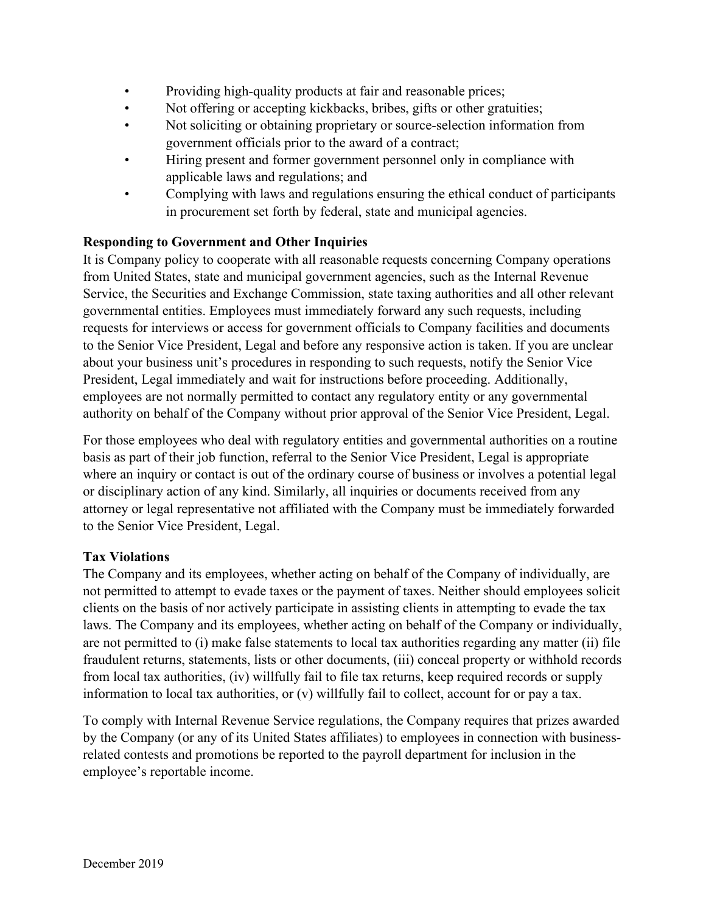- Providing high-quality products at fair and reasonable prices;
- Not offering or accepting kickbacks, bribes, gifts or other gratuities;
- Not soliciting or obtaining proprietary or source-selection information from government officials prior to the award of a contract;
- Hiring present and former government personnel only in compliance with applicable laws and regulations; and
- Complying with laws and regulations ensuring the ethical conduct of participants in procurement set forth by federal, state and municipal agencies.

**Responding to Government and Other Inquiries**

It is Company policy to cooperate with all reasonable requests concerning Company operations from United States, state and municipal government agencies, such as the Internal Revenue Service, the Securities and Exchange Commission, state taxing authorities and all other relevant governmental entities. Employees must immediately forward any such requests, including requests for interviews or access for government officials to Company facilities and documents to the Senior Vice President, Legal and before any responsive action is taken. If you are unclear about your business unit's procedures in responding to such requests, notify the Senior Vice President, Legal immediately and wait for instructions before proceeding. Additionally, employees are not normally permitted to contact any regulatory entity or any governmental authority on behalf of the Company without prior approval of the Senior Vice President, Legal.

For those employees who deal with regulatory entities and governmental authorities on a routine basis as part of their job function, referral to the Senior Vice President, Legal is appropriate where an inquiry or contact is out of the ordinary course of business or involves a potential legal or disciplinary action of any kind. Similarly, all inquiries or documents received from any attorney or legal representative not affiliated with the Company must be immediately forwarded to the Senior Vice President, Legal.

**Tax Violations**

The Company and its employees, whether acting on behalf of the Company of individually, are not permitted to attempt to evade taxes or the payment of taxes. Neither should employees solicit clients on the basis of nor actively participate in assisting clients in attempting to evade the tax laws. The Company and its employees, whether acting on behalf of the Company or individually, are not permitted to (i) make false statements to local tax authorities regarding any matter (ii) file fraudulent returns, statements, lists or other documents, (iii) conceal property or withhold records from local tax authorities, (iv) willfully fail to file tax returns, keep required records or supply information to local tax authorities, or (v) willfully fail to collect, account for or pay a tax.

To comply with Internal Revenue Service regulations, the Company requires that prizes awarded by the Company (or any of its United States affiliates) to employees in connection with business-related contests and promotions be reported to the payroll department for inclusion in the employee's reportable income.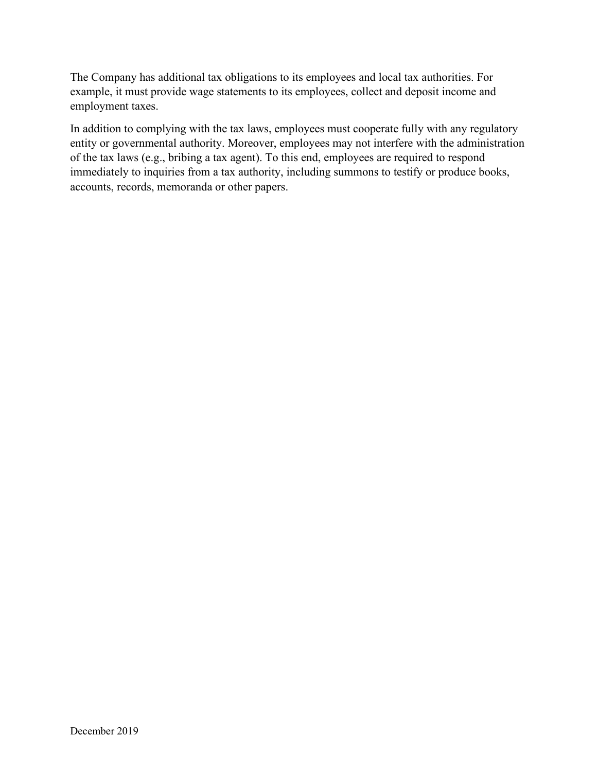The Company has additional tax obligations to its employees and local tax authorities. For example, it must provide wage statements to its employees, collect and deposit income and employment taxes.

In addition to complying with the tax laws, employees must cooperate fully with any regulatory entity or governmental authority. Moreover, employees may not interfere with the administration of the tax laws (e.g., bribing a tax agent). To this end, employees are required to respond immediately to inquiries from a tax authority, including summons to testify or produce books, accounts, records, memoranda or other papers.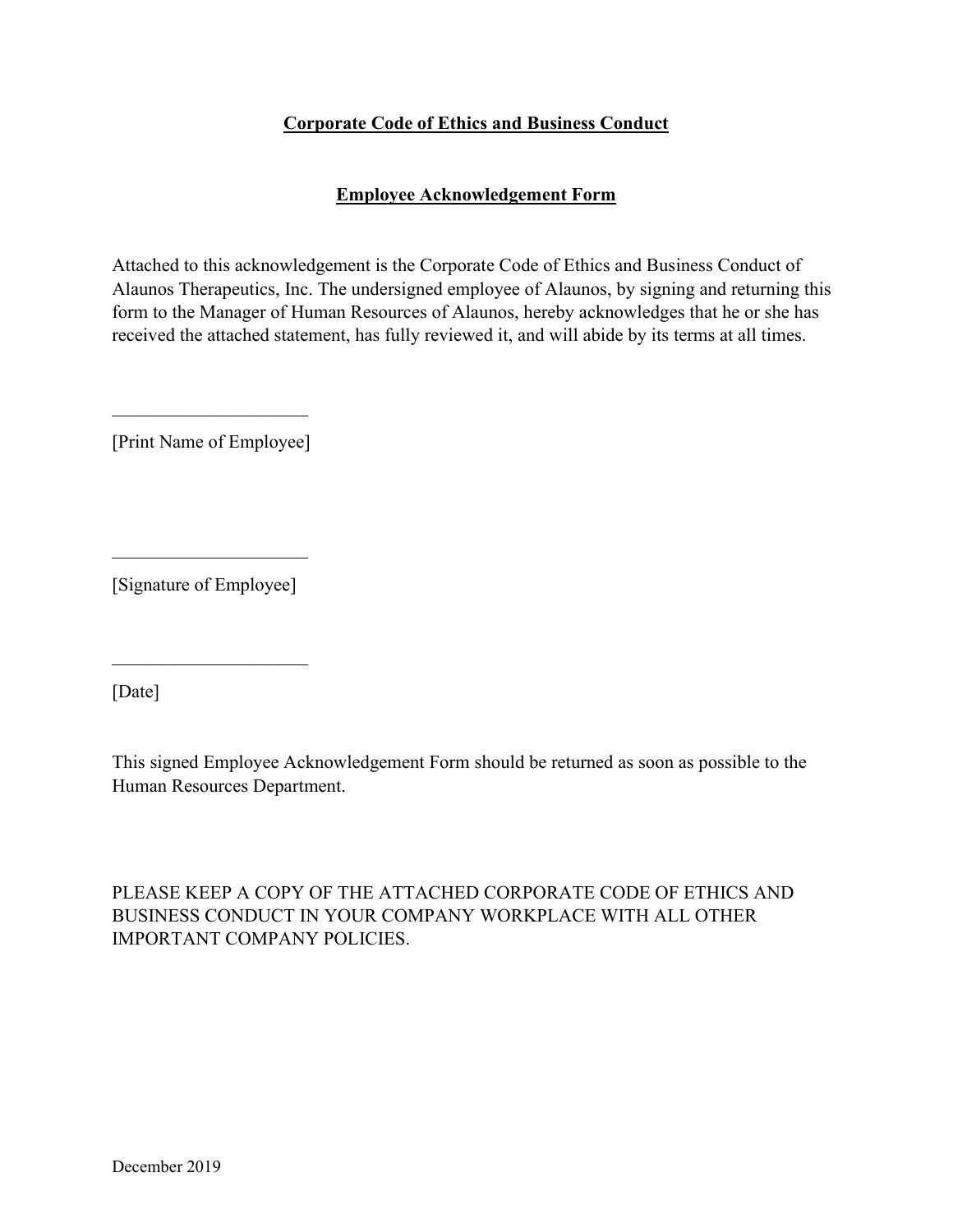**Corporate Code of Ethics and Business Conduct**

**Employee Acknowledgement Form**

Attached to this acknowledgement is the Corporate Code of Ethics and Business Conduct of Alaunos Therapeutics, Inc. The undersigned employee of Alaunos, by signing and returning this form to the Manager of Human Resources of Alaunos, hereby acknowledges that he or she has received the attached statement, has fully reviewed it, and will abide by its terms at all times.

\_\_\_\_\_\_\_\_\_\_\_\_\_\_\_\_\_\_\_\_\_

[Print Name of Employee]

\_\_\_\_\_\_\_\_\_\_\_\_\_\_\_\_\_\_\_\_\_

[Signature of Employee]

\_\_\_\_\_\_\_\_\_\_\_\_\_\_\_\_\_\_\_\_\_

[Date]

This signed Employee Acknowledgement Form should be returned as soon as possible to the Human Resources Department.

PLEASE KEEP A COPY OF THE ATTACHED CORPORATE CODE OF ETHICS AND BUSINESS CONDUCT IN YOUR COMPANY WORKPLACE WITH ALL OTHER IMPORTANT COMPANY POLICIES.

December 2019